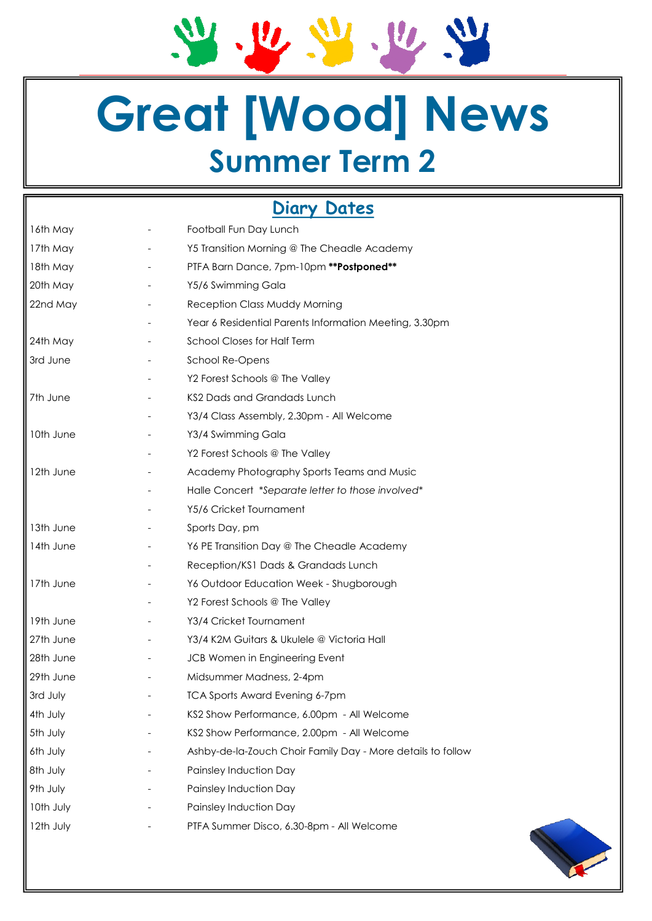# Great [Wood] News

## Summer Term 2

### Diary Dates

| Date | | Event |
|---|---|---|
| 16th May | - | Football Fun Day Lunch |
| 17th May | - | Y5 Transition Morning @ The Cheadle Academy |
| 18th May | - | PTFA Barn Dance, 7pm-10pm **\*\*Postponed\*\*** |
| 20th May | - | Y5/6 Swimming Gala |
| 22nd May | - | Reception Class Muddy Morning |
| | - | Year 6 Residential Parents Information Meeting, 3.30pm |
| 24th May | - | School Closes for Half Term |
| 3rd June | - | School Re-Opens |
| | - | Y2 Forest Schools @ The Valley |
| 7th June | - | KS2 Dads and Grandads Lunch |
| | - | Y3/4 Class Assembly, 2.30pm - All Welcome |
| 10th June | - | Y3/4 Swimming Gala |
| | - | Y2 Forest Schools @ The Valley |
| 12th June | - | Academy Photography Sports Teams and Music |
| | - | Halle Concert *\*Separate letter to those involved\** |
| | - | Y5/6 Cricket Tournament |
| 13th June | - | Sports Day, pm |
| 14th June | - | Y6 PE Transition Day @ The Cheadle Academy |
| | - | Reception/KS1 Dads & Grandads Lunch |
| 17th June | - | Y6 Outdoor Education Week - Shugborough |
| | - | Y2 Forest Schools @ The Valley |
| 19th June | - | Y3/4 Cricket Tournament |
| 27th June | - | Y3/4 K2M Guitars & Ukulele @ Victoria Hall |
| 28th June | - | JCB Women in Engineering Event |
| 29th June | - | Midsummer Madness, 2-4pm |
| 3rd July | - | TCA Sports Award Evening 6-7pm |
| 4th July | - | KS2 Show Performance, 6.00pm - All Welcome |
| 5th July | - | KS2 Show Performance, 2.00pm - All Welcome |
| 6th July | - | Ashby-de-la-Zouch Choir Family Day - More details to follow |
| 8th July | - | Painsley Induction Day |
| 9th July | - | Painsley Induction Day |
| 10th July | - | Painsley Induction Day |
| 12th July | - | PTFA Summer Disco, 6.30-8pm - All Welcome |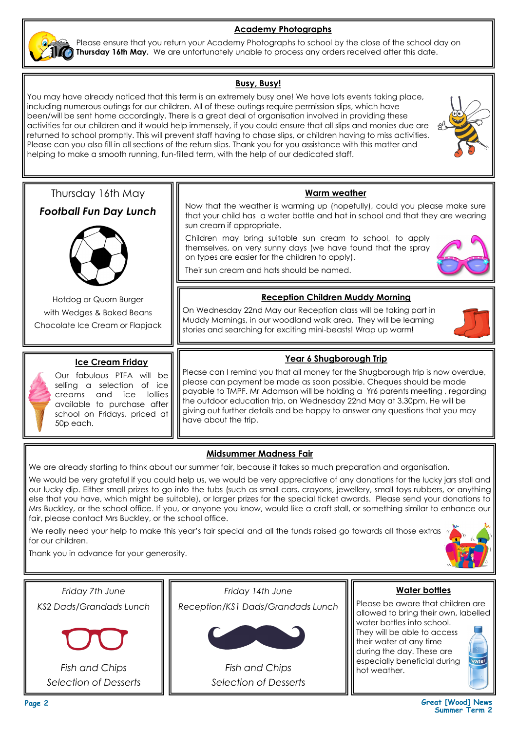## Academy Photographs

Please ensure that you return your Academy Photographs to school by the close of the school day on **Thursday 16th May.** We are unfortunately unable to process any orders received after this date.

## Busy, Busy!

You may have already noticed that this term is an extremely busy one! We have lots events taking place, including numerous outings for our children. All of these outings require permission slips, which have been/will be sent home accordingly. There is a great deal of organisation involved in providing these activities for our children and it would help immensely, if you could ensure that all slips and monies due are returned to school promptly. This will prevent staff having to chase slips, or children having to miss activities. Please can you also fill in all sections of the return slips. Thank you for you assistance with this matter and helping to make a smooth running, fun-filled term, with the help of our dedicated staff.

Thursday 16th May

***Football Fun Day Lunch***

Hotdog or Quorn Burger
with Wedges & Baked Beans
Chocolate Ice Cream or Flapjack

## Warm weather

Now that the weather is warming up (hopefully), could you please make sure that your child has a water bottle and hat in school and that they are wearing sun cream if appropriate.

Children may bring suitable sun cream to school, to apply themselves, on very sunny days (we have found that the spray on types are easier for the children to apply).

Their sun cream and hats should be named.

## Reception Children Muddy Morning

On Wednesday 22nd May our Reception class will be taking part in Muddy Mornings, in our woodland walk area. They will be learning stories and searching for exciting mini-beasts! Wrap up warm!

## Ice Cream Friday

Our fabulous PTFA will be selling a selection of ice creams and ice lollies available to purchase after school on Fridays, priced at 50p each.

## Year 6 Shugborough Trip

Please can I remind you that all money for the Shugborough trip is now overdue, please can payment be made as soon possible. Cheques should be made payable to TMPF. Mr Adamson will be holding a Yr6 parents meeting , regarding the outdoor education trip, on Wednesday 22nd May at 3.30pm. He will be giving out further details and be happy to answer any questions that you may have about the trip.

## Midsummer Madness Fair

We are already starting to think about our summer fair, because it takes so much preparation and organisation.

We would be very grateful if you could help us, we would be very appreciative of any donations for the lucky jars stall and our lucky dip. Either small prizes to go into the tubs (such as small cars, crayons, jewellery, small toys rubbers, or anything else that you have, which might be suitable), or larger prizes for the special ticket awards. Please send your donations to Mrs Buckley, or the school office. If you, or anyone you know, would like a craft stall, or something similar to enhance our fair, please contact Mrs Buckley, or the school office.

We really need your help to make this year's fair special and all the funds raised go towards all those extras for our children.

Thank you in advance for your generosity.

*Friday 7th June*

*KS2 Dads/Grandads Lunch*

*Fish and Chips*
*Selection of Desserts*

*Friday 14th June*

*Reception/KS1 Dads/Grandads Lunch*

*Fish and Chips*
*Selection of Desserts*

## Water bottles

Please be aware that children are allowed to bring their own, labelled water bottles into school. They will be able to access their water at any time during the day. These are especially beneficial during hot weather.